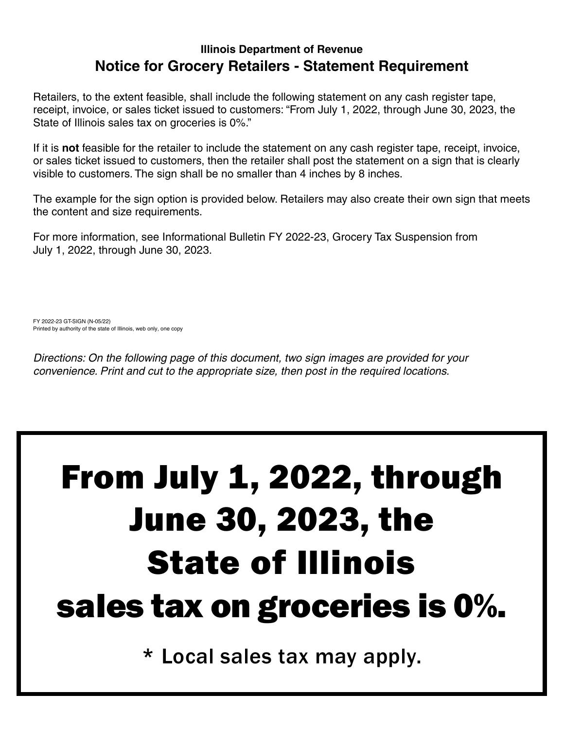**Illinois Department of Revenue**

## Notice for Grocery Retailers - Statement Requirement

Retailers, to the extent feasible, shall include the following statement on any cash register tape, receipt, invoice, or sales ticket issued to customers: "From July 1, 2022, through June 30, 2023, the State of Illinois sales tax on groceries is 0%."

If it is **not** feasible for the retailer to include the statement on any cash register tape, receipt, invoice, or sales ticket issued to customers, then the retailer shall post the statement on a sign that is clearly visible to customers. The sign shall be no smaller than 4 inches by 8 inches.

The example for the sign option is provided below. Retailers may also create their own sign that meets the content and size requirements.

For more information, see Informational Bulletin FY 2022-23, Grocery Tax Suspension from July 1, 2022, through June 30, 2023.

FY 2022-23 GT-SIGN (N-05/22)
Printed by authority of the state of Illinois, web only, one copy

*Directions: On the following page of this document, two sign images are provided for your convenience. Print and cut to the appropriate size, then post in the required locations.*

# From July 1, 2022, through June 30, 2023, the State of Illinois sales tax on groceries is 0%.

* Local sales tax may apply.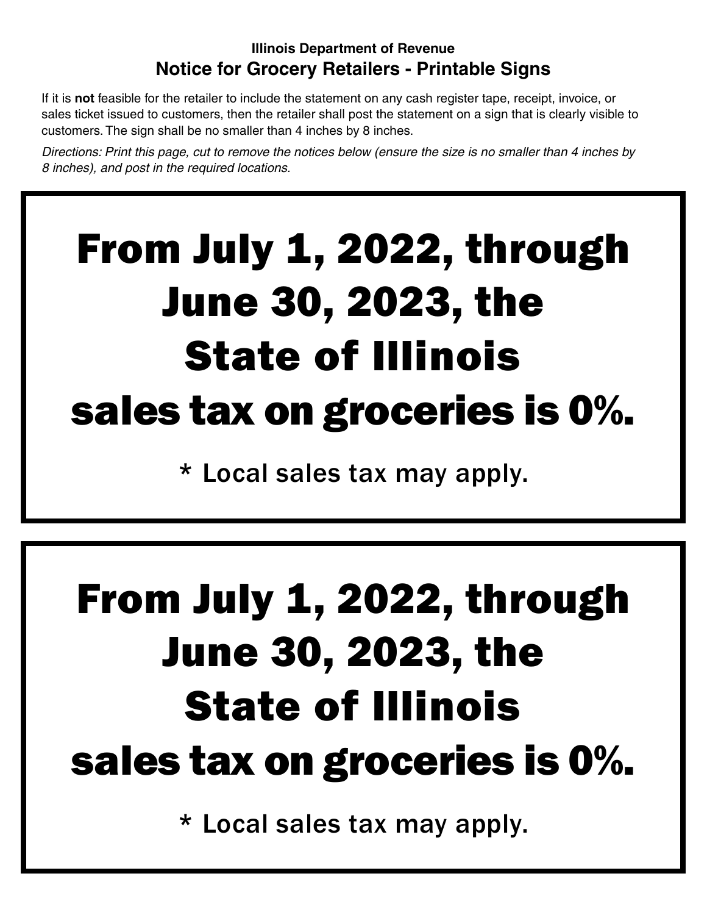**Illinois Department of Revenue**

## Notice for Grocery Retailers - Printable Signs

If it is **not** feasible for the retailer to include the statement on any cash register tape, receipt, invoice, or sales ticket issued to customers, then the retailer shall post the statement on a sign that is clearly visible to customers. The sign shall be no smaller than 4 inches by 8 inches.

*Directions: Print this page, cut to remove the notices below (ensure the size is no smaller than 4 inches by 8 inches), and post in the required locations.*

# From July 1, 2022, through June 30, 2023, the State of Illinois sales tax on groceries is 0%.

* Local sales tax may apply.

# From July 1, 2022, through June 30, 2023, the State of Illinois sales tax on groceries is 0%.

* Local sales tax may apply.